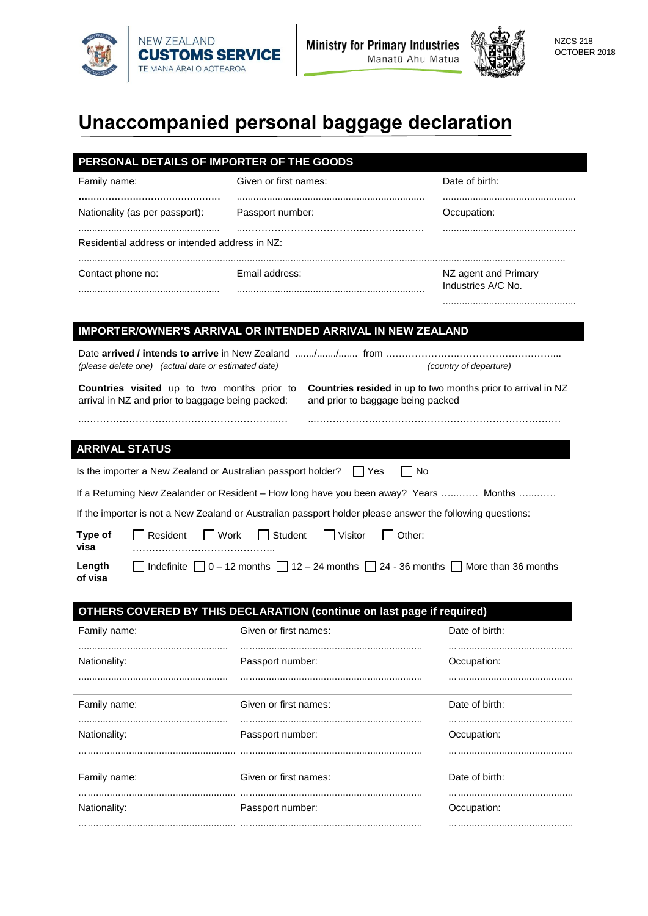NEW ZEALAND **CUSTOMS SERVICE** TE MANA ĀRAI O AOTEAROA

**Ministry for Primary Industries** Manatū Ahu Matua

NZCS 218
OCTOBER 2018

# Unaccompanied personal baggage declaration

## PERSONAL DETAILS OF IMPORTER OF THE GOODS

| Family name: | Given or first names: | Date of birth: |
|---|---|---|
| ............................................. | .................................................................... | ................................................ |
| Nationality (as per passport): | Passport number: | Occupation: |
| .................................................... | .................................................... | ................................................ |

Residential address or intended address in NZ:

.......................................................................................................................................................................

| Contact phone no: | Email address: | NZ agent and Primary Industries A/C No. |
|---|---|---|
| .................................................... | .................................................................... | ................................................ |

## IMPORTER/OWNER'S ARRIVAL OR INTENDED ARRIVAL IN NEW ZEALAND

Date **arrived / intends to arrive** in New Zealand ......./......./....... from ............................................................
*(please delete one) (actual date or estimated date)* *(country of departure)*

**Countries visited** up to two months prior to arrival in NZ and prior to baggage being packed:

..............................................................

**Countries resided** in up to two months prior to arrival in NZ and prior to baggage being packed

..............................................................................

## ARRIVAL STATUS

Is the importer a New Zealand or Australian passport holder? ☐ Yes ☐ No

If a Returning New Zealander or Resident – How long have you been away? Years ............ Months ............

If the importer is not a New Zealand or Australian passport holder please answer the following questions:

**Type of visa** ☐ Resident ☐ Work ☐ Student ☐ Visitor ☐ Other: ..........................................

**Length of visa** ☐ Indefinite ☐ 0 – 12 months ☐ 12 – 24 months ☐ 24 - 36 months ☐ More than 36 months

## OTHERS COVERED BY THIS DECLARATION (continue on last page if required)

| Family name: | Given or first names: | Date of birth: |
|---|---|---|
| ....................................................... | .................................................................... | ................................................ |
| Nationality: | Passport number: | Occupation: |
| ....................................................... | .................................................................... | ................................................ |

| Family name: | Given or first names: | Date of birth: |
|---|---|---|
| ....................................................... | .................................................................... | ................................................ |
| Nationality: | Passport number: | Occupation: |
| ....................................................... | .................................................................... | ................................................ |

| Family name: | Given or first names: | Date of birth: |
|---|---|---|
| ....................................................... | .................................................................... | ................................................ |
| Nationality: | Passport number: | Occupation: |
| ....................................................... | .................................................................... | ................................................ |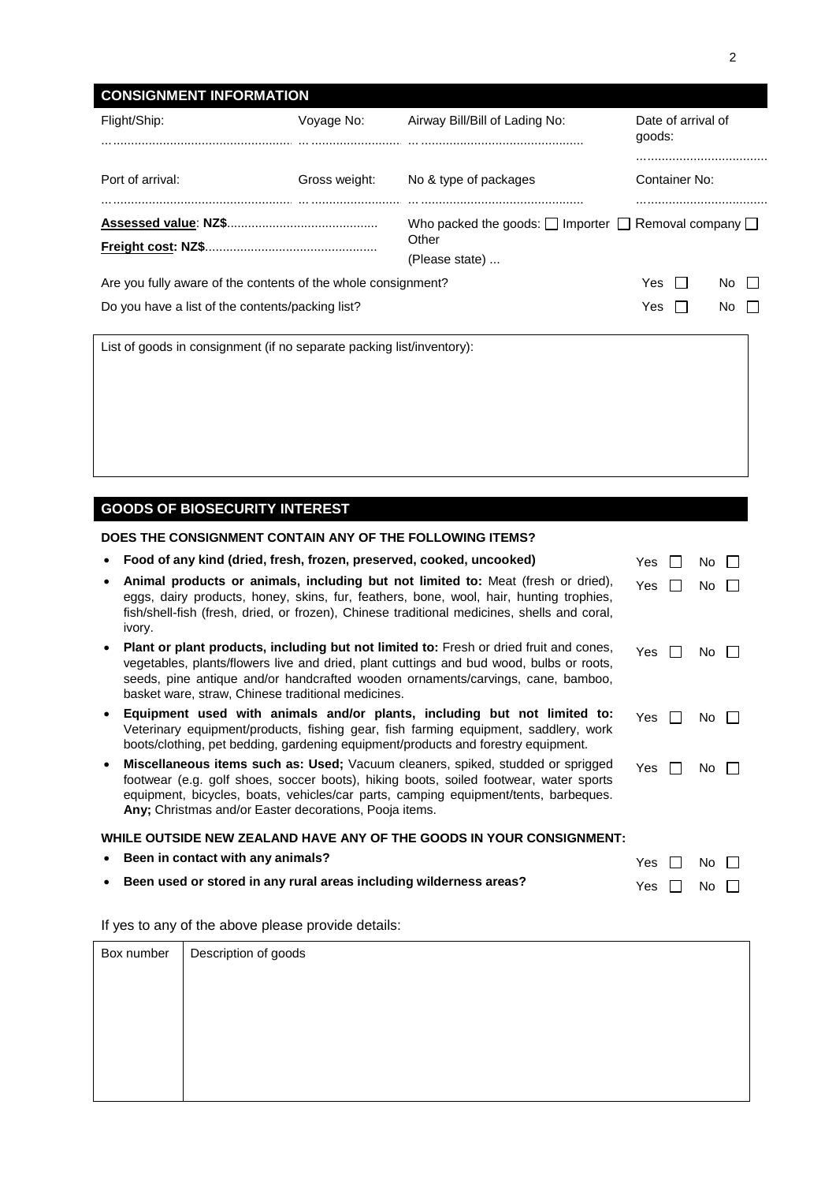## CONSIGNMENT INFORMATION

| Flight/Ship: | Voyage No: | Airway Bill/Bill of Lading No: | Date of arrival of goods: |
|---|---|---|---|
| ............................................ | ........................ | ........................................... | .................................. |
| Port of arrival: | Gross weight: | No & type of packages | Container No: |
| ............................................ | ........................ | ........................................... | .................................. |

**Assessed value: NZ$**..........................................

**Freight cost: NZ$**...............................................

Who packed the goods: ☐ Importer ☐ Removal company ☐ Other (Please state) ...

Are you fully aware of the contents of the whole consignment? Yes ☐ No ☐

Do you have a list of the contents/packing list? Yes ☐ No ☐

| List of goods in consignment (if no separate packing list/inventory): |
|---|
| |

## GOODS OF BIOSECURITY INTEREST

**DOES THE CONSIGNMENT CONTAIN ANY OF THE FOLLOWING ITEMS?**

- **Food of any kind (dried, fresh, frozen, preserved, cooked, uncooked)** Yes ☐ No ☐
- **Animal products or animals, including but not limited to:** Meat (fresh or dried), eggs, dairy products, honey, skins, fur, feathers, bone, wool, hair, hunting trophies, fish/shell-fish (fresh, dried, or frozen), Chinese traditional medicines, shells and coral, ivory. Yes ☐ No ☐
- **Plant or plant products, including but not limited to:** Fresh or dried fruit and cones, vegetables, plants/flowers live and dried, plant cuttings and bud wood, bulbs or roots, seeds, pine antique and/or handcrafted wooden ornaments/carvings, cane, bamboo, basket ware, straw, Chinese traditional medicines. Yes ☐ No ☐
- **Equipment used with animals and/or plants, including but not limited to:** Veterinary equipment/products, fishing gear, fish farming equipment, saddlery, work boots/clothing, pet bedding, gardening equipment/products and forestry equipment. Yes ☐ No ☐
- **Miscellaneous items such as: Used;** Vacuum cleaners, spiked, studded or sprigged footwear (e.g. golf shoes, soccer boots), hiking boots, soiled footwear, water sports equipment, bicycles, boats, vehicles/car parts, camping equipment/tents, barbeques. **Any;** Christmas and/or Easter decorations, Pooja items. Yes ☐ No ☐

**WHILE OUTSIDE NEW ZEALAND HAVE ANY OF THE GOODS IN YOUR CONSIGNMENT:**

- **Been in contact with any animals?** Yes ☐ No ☐
- **Been used or stored in any rural areas including wilderness areas?** Yes ☐ No ☐

If yes to any of the above please provide details:

| Box number | Description of goods |
|---|---|
| | |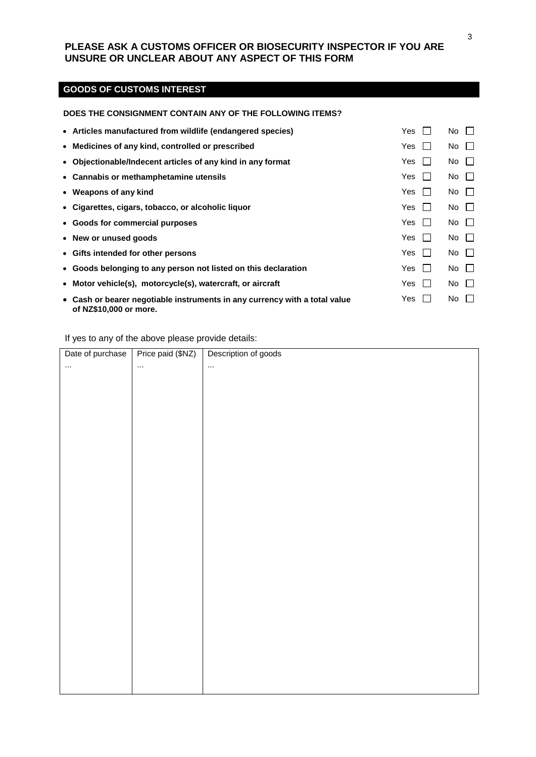**PLEASE ASK A CUSTOMS OFFICER OR BIOSECURITY INSPECTOR IF YOU ARE UNSURE OR UNCLEAR ABOUT ANY ASPECT OF THIS FORM**

## GOODS OF CUSTOMS INTEREST

**DOES THE CONSIGNMENT CONTAIN ANY OF THE FOLLOWING ITEMS?**

| | | |
|---|---|---|
| • **Articles manufactured from wildlife (endangered species)** | Yes ☐ | No ☐ |
| • **Medicines of any kind, controlled or prescribed** | Yes ☐ | No ☐ |
| • **Objectionable/Indecent articles of any kind in any format** | Yes ☐ | No ☐ |
| • **Cannabis or methamphetamine utensils** | Yes ☐ | No ☐ |
| • **Weapons of any kind** | Yes ☐ | No ☐ |
| • **Cigarettes, cigars, tobacco, or alcoholic liquor** | Yes ☐ | No ☐ |
| • **Goods for commercial purposes** | Yes ☐ | No ☐ |
| • **New or unused goods** | Yes ☐ | No ☐ |
| • **Gifts intended for other persons** | Yes ☐ | No ☐ |
| • **Goods belonging to any person not listed on this declaration** | Yes ☐ | No ☐ |
| • **Motor vehicle(s), motorcycle(s), watercraft, or aircraft** | Yes ☐ | No ☐ |
| • **Cash or bearer negotiable instruments in any currency with a total value of NZ$10,000 or more.** | Yes ☐ | No ☐ |

If yes to any of the above please provide details:

| Date of purchase | Price paid ($NZ) | Description of goods |
|---|---|---|
| ... | ... | ... |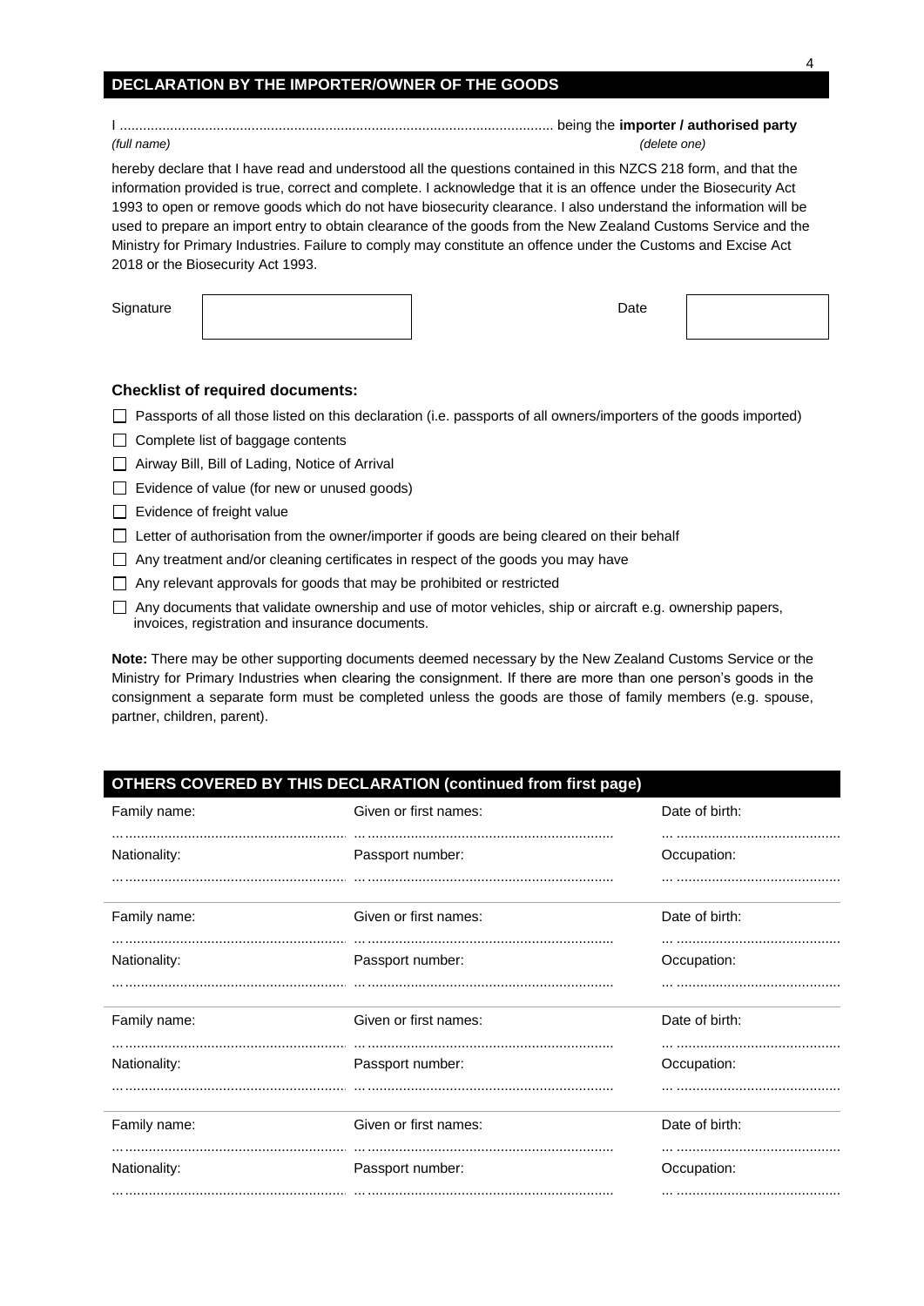## DECLARATION BY THE IMPORTER/OWNER OF THE GOODS

I ................................................................................................................ being the **importer / authorised party**
*(full name)* *(delete one)*

hereby declare that I have read and understood all the questions contained in this NZCS 218 form, and that the information provided is true, correct and complete. I acknowledge that it is an offence under the Biosecurity Act 1993 to open or remove goods which do not have biosecurity clearance. I also understand the information will be used to prepare an import entry to obtain clearance of the goods from the New Zealand Customs Service and the Ministry for Primary Industries. Failure to comply may constitute an offence under the Customs and Excise Act 2018 or the Biosecurity Act 1993.

Signature ☐ Date ☐

### Checklist of required documents:

- ☐ Passports of all those listed on this declaration (i.e. passports of all owners/importers of the goods imported)
- ☐ Complete list of baggage contents
- ☐ Airway Bill, Bill of Lading, Notice of Arrival
- ☐ Evidence of value (for new or unused goods)
- ☐ Evidence of freight value
- ☐ Letter of authorisation from the owner/importer if goods are being cleared on their behalf
- ☐ Any treatment and/or cleaning certificates in respect of the goods you may have
- ☐ Any relevant approvals for goods that may be prohibited or restricted
- ☐ Any documents that validate ownership and use of motor vehicles, ship or aircraft e.g. ownership papers, invoices, registration and insurance documents.

**Note:** There may be other supporting documents deemed necessary by the New Zealand Customs Service or the Ministry for Primary Industries when clearing the consignment. If there are more than one person's goods in the consignment a separate form must be completed unless the goods are those of family members (e.g. spouse, partner, children, parent).

## OTHERS COVERED BY THIS DECLARATION (continued from first page)

| | | |
|---|---|---|
| Family name: ............................ | Given or first names: ............................ | Date of birth: ............................ |
| Nationality: ............................ | Passport number: ............................ | Occupation: ............................ |
| Family name: ............................ | Given or first names: ............................ | Date of birth: ............................ |
| Nationality: ............................ | Passport number: ............................ | Occupation: ............................ |
| Family name: ............................ | Given or first names: ............................ | Date of birth: ............................ |
| Nationality: ............................ | Passport number: ............................ | Occupation: ............................ |
| Family name: ............................ | Given or first names: ............................ | Date of birth: ............................ |
| Nationality: ............................ | Passport number: ............................ | Occupation: ............................ |